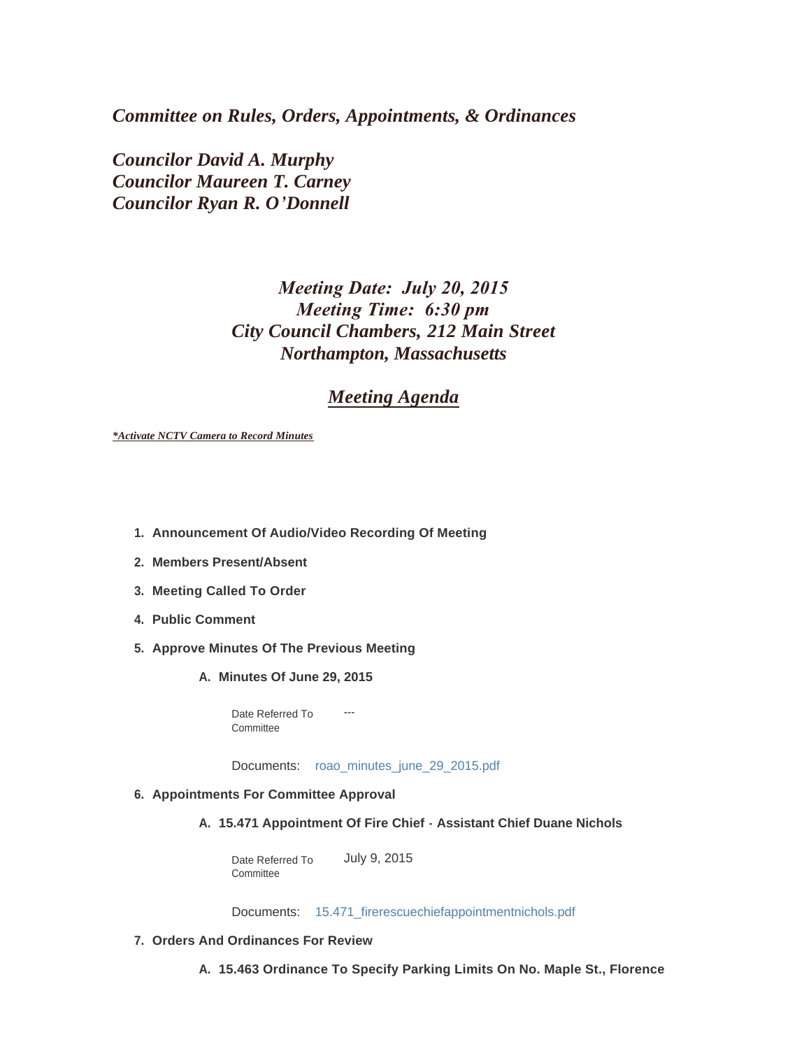*Committee on Rules, Orders, Appointments, & Ordinances*

*Councilor David A. Murphy*
*Councilor Maureen T. Carney*
*Councilor Ryan R. O'Donnell*

*Meeting Date: July 20, 2015*
*Meeting Time: 6:30 pm*
*City Council Chambers, 212 Main Street*
*Northampton, Massachusetts*

# *Meeting Agenda*

***Activate NCTV Camera to Record Minutes***

1. **Announcement Of Audio/Video Recording Of Meeting**
2. **Members Present/Absent**
3. **Meeting Called To Order**
4. **Public Comment**
5. **Approve Minutes Of The Previous Meeting**

   A. **Minutes Of June 29, 2015**

   Date Referred To Committee: ---

   Documents: roao_minutes_june_29_2015.pdf

6. **Appointments For Committee Approval**

   A. **15.471 Appointment Of Fire Chief - Assistant Chief Duane Nichols**

   Date Referred To Committee: July 9, 2015

   Documents: 15.471_firerescuechiefappointmentnichols.pdf

7. **Orders And Ordinances For Review**

   A. **15.463 Ordinance To Specify Parking Limits On No. Maple St., Florence**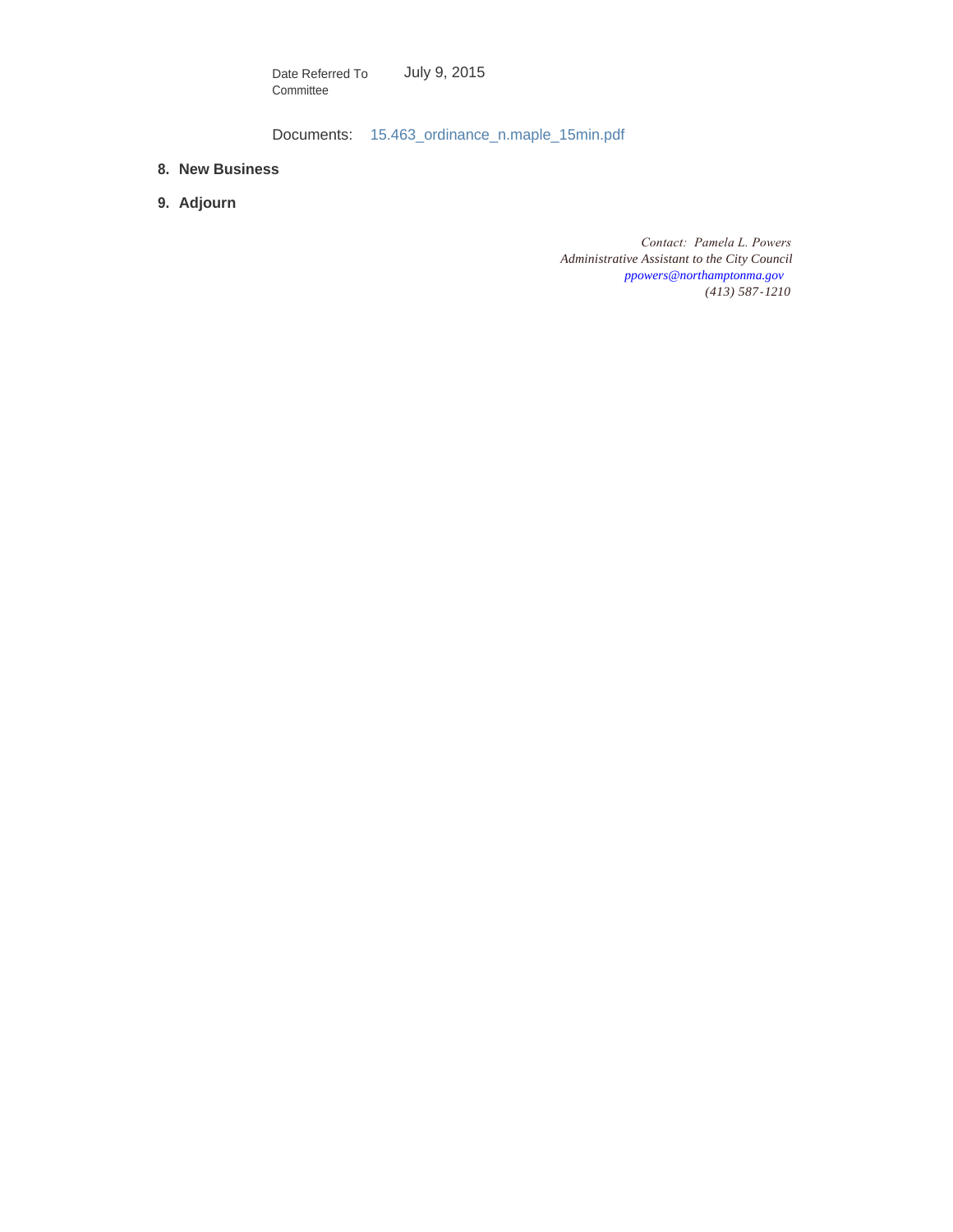Date Referred To Committee: July 9, 2015

Documents: 15.463_ordinance_n.maple_15min.pdf

8. **New Business**

9. **Adjourn**

*Contact: Pamela L. Powers*
*Administrative Assistant to the City Council*
*ppowers@northamptonma.gov*
*(413) 587-1210*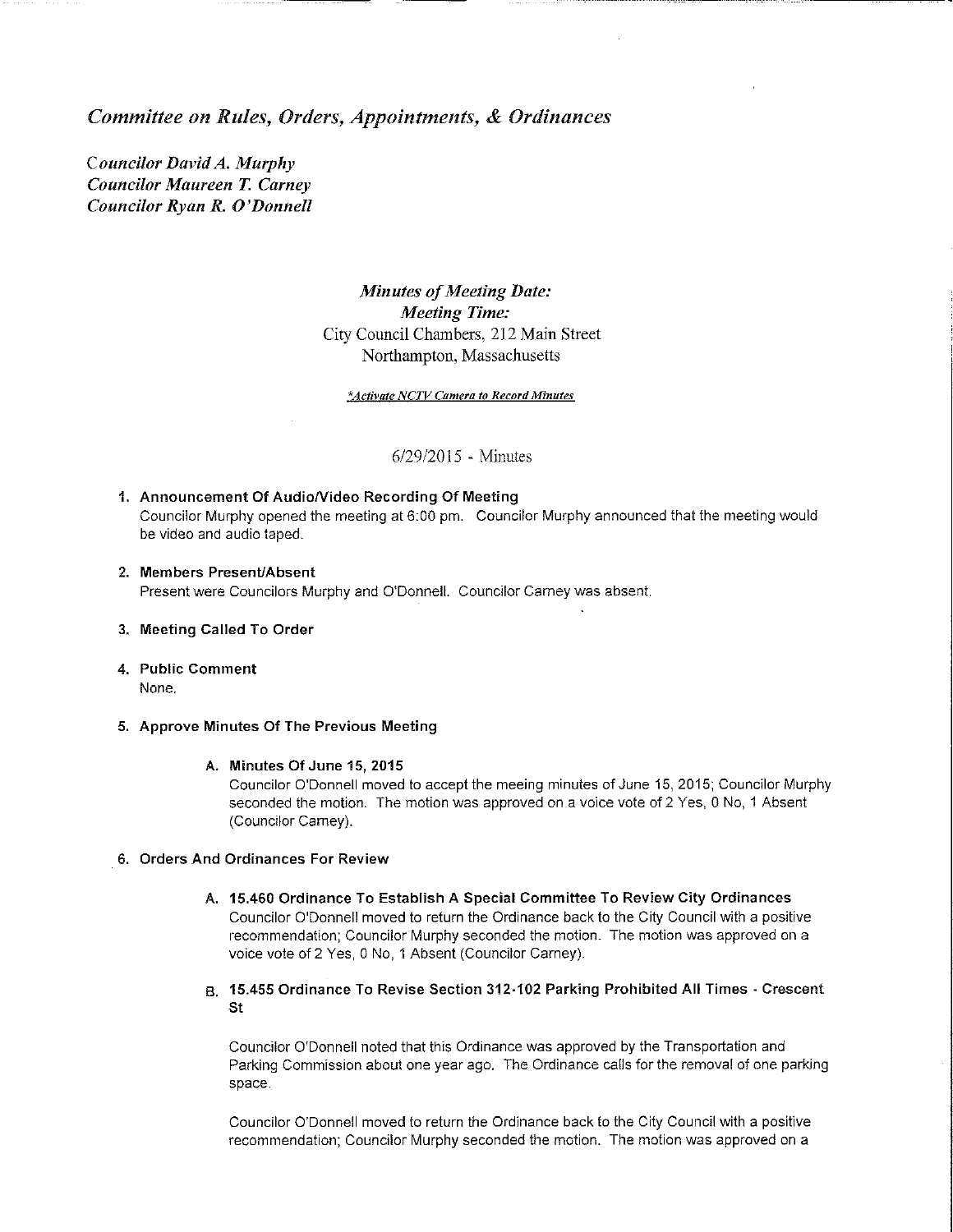*Committee on Rules, Orders, Appointments, & Ordinances*

*Councilor David A. Murphy*
*Councilor Maureen T. Carney*
*Councilor Ryan R. O'Donnell*

*Minutes of Meeting Date:*
*Meeting Time:*
City Council Chambers, 212 Main Street
Northampton, Massachusetts

*\*Activate NCTV Camera to Record Minutes*

6/29/2015 - Minutes

1. **Announcement Of Audio/Video Recording Of Meeting**
   Councilor Murphy opened the meeting at 6:00 pm. Councilor Murphy announced that the meeting would be video and audio taped.

2. **Members Present/Absent**
   Present were Councilors Murphy and O'Donnell. Councilor Carney was absent.

3. **Meeting Called To Order**

4. **Public Comment**
   None.

5. **Approve Minutes Of The Previous Meeting**

   A. **Minutes Of June 15, 2015**
   Councilor O'Donnell moved to accept the meeing minutes of June 15, 2015; Councilor Murphy seconded the motion. The motion was approved on a voice vote of 2 Yes, 0 No, 1 Absent (Councilor Carney).

6. **Orders And Ordinances For Review**

   A. **15.460 Ordinance To Establish A Special Committee To Review City Ordinances**
   Councilor O'Donnell moved to return the Ordinance back to the City Council with a positive recommendation; Councilor Murphy seconded the motion. The motion was approved on a voice vote of 2 Yes, 0 No, 1 Absent (Councilor Carney).

   B. **15.455 Ordinance To Revise Section 312-102 Parking Prohibited All Times - Crescent St**

   Councilor O'Donnell noted that this Ordinance was approved by the Transportation and Parking Commission about one year ago. The Ordinance calls for the removal of one parking space.

   Councilor O'Donnell moved to return the Ordinance back to the City Council with a positive recommendation; Councilor Murphy seconded the motion. The motion was approved on a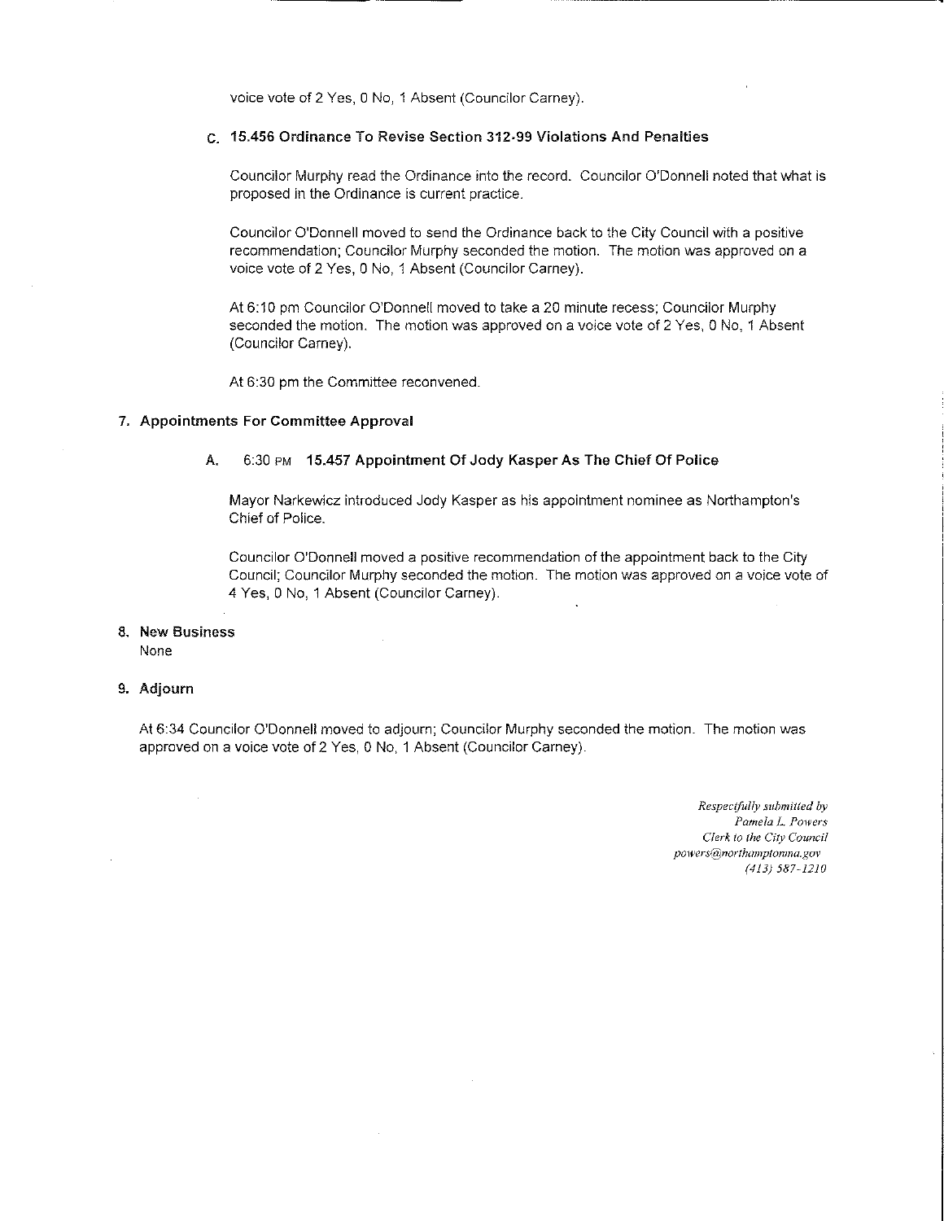voice vote of 2 Yes, 0 No, 1 Absent (Councilor Carney).

### C. 15.456 Ordinance To Revise Section 312-99 Violations And Penalties

Councilor Murphy read the Ordinance into the record. Councilor O'Donnell noted that what is proposed in the Ordinance is current practice.

Councilor O'Donnell moved to send the Ordinance back to the City Council with a positive recommendation; Councilor Murphy seconded the motion. The motion was approved on a voice vote of 2 Yes, 0 No, 1 Absent (Councilor Carney).

At 6:10 pm Councilor O'Donnell moved to take a 20 minute recess; Councilor Murphy seconded the motion. The motion was approved on a voice vote of 2 Yes, 0 No, 1 Absent (Councilor Carney).

At 6:30 pm the Committee reconvened.

## 7. Appointments For Committee Approval

### A. 6:30 PM 15.457 Appointment Of Jody Kasper As The Chief Of Police

Mayor Narkewicz introduced Jody Kasper as his appointment nominee as Northampton's Chief of Police.

Councilor O'Donnell moved a positive recommendation of the appointment back to the City Council; Councilor Murphy seconded the motion. The motion was approved on a voice vote of 4 Yes, 0 No, 1 Absent (Councilor Carney).

## 8. New Business

None

## 9. Adjourn

At 6:34 Councilor O'Donnell moved to adjourn; Councilor Murphy seconded the motion. The motion was approved on a voice vote of 2 Yes, 0 No, 1 Absent (Councilor Carney).

*Respectfully submitted by*
*Pamela L. Powers*
*Clerk to the City Council*
*powers@northamptonma.gov*
*(413) 587-1210*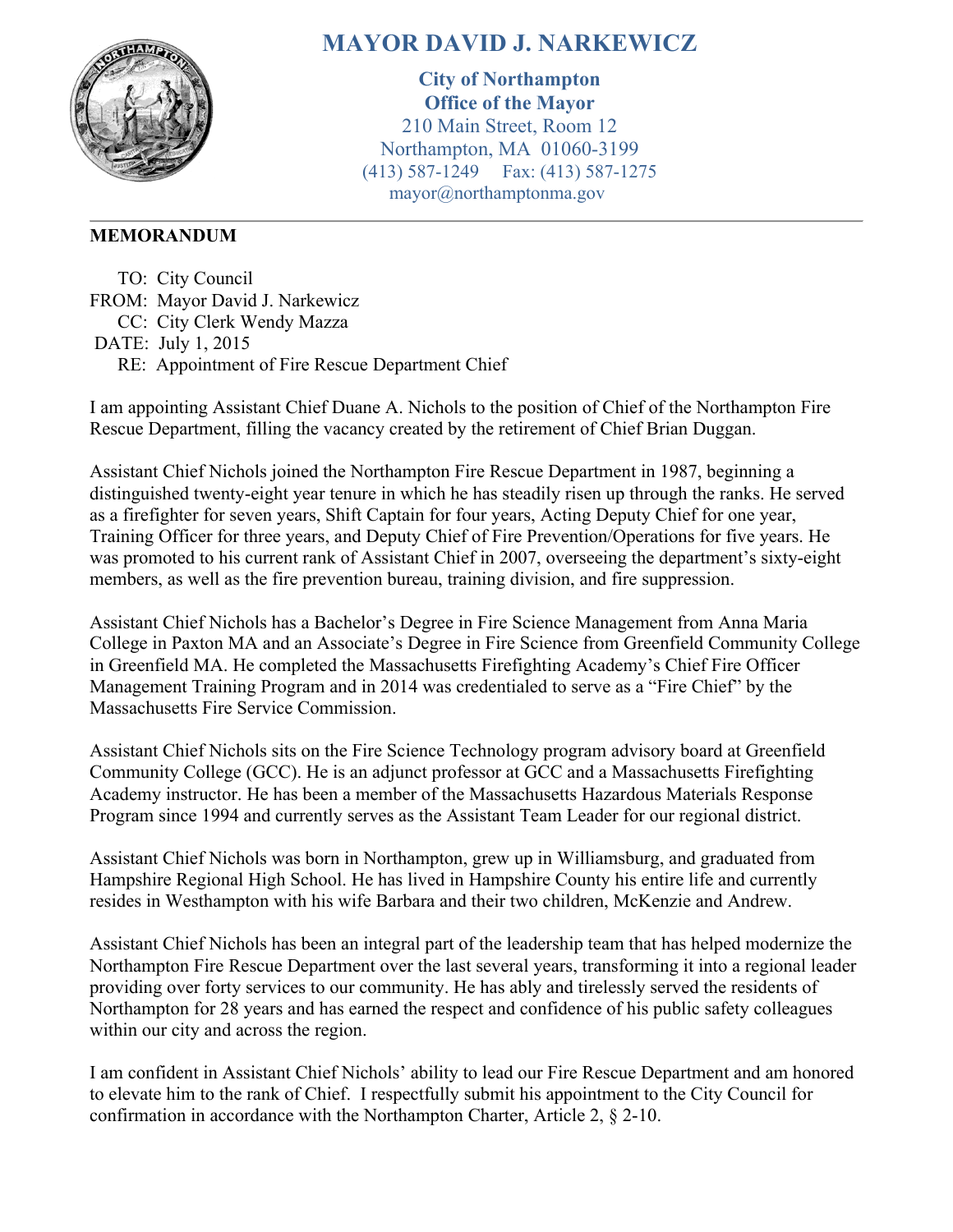# MAYOR DAVID J. NARKEWICZ

**City of Northampton**
**Office of the Mayor**
210 Main Street, Room 12
Northampton, MA 01060-3199
(413) 587-1249 Fax: (413) 587-1275
mayor@northamptonma.gov

**MEMORANDUM**

TO: City Council
FROM: Mayor David J. Narkewicz
CC: City Clerk Wendy Mazza
DATE: July 1, 2015
RE: Appointment of Fire Rescue Department Chief

I am appointing Assistant Chief Duane A. Nichols to the position of Chief of the Northampton Fire Rescue Department, filling the vacancy created by the retirement of Chief Brian Duggan.

Assistant Chief Nichols joined the Northampton Fire Rescue Department in 1987, beginning a distinguished twenty-eight year tenure in which he has steadily risen up through the ranks. He served as a firefighter for seven years, Shift Captain for four years, Acting Deputy Chief for one year, Training Officer for three years, and Deputy Chief of Fire Prevention/Operations for five years. He was promoted to his current rank of Assistant Chief in 2007, overseeing the department's sixty-eight members, as well as the fire prevention bureau, training division, and fire suppression.

Assistant Chief Nichols has a Bachelor's Degree in Fire Science Management from Anna Maria College in Paxton MA and an Associate's Degree in Fire Science from Greenfield Community College in Greenfield MA. He completed the Massachusetts Firefighting Academy's Chief Fire Officer Management Training Program and in 2014 was credentialed to serve as a "Fire Chief" by the Massachusetts Fire Service Commission.

Assistant Chief Nichols sits on the Fire Science Technology program advisory board at Greenfield Community College (GCC). He is an adjunct professor at GCC and a Massachusetts Firefighting Academy instructor. He has been a member of the Massachusetts Hazardous Materials Response Program since 1994 and currently serves as the Assistant Team Leader for our regional district.

Assistant Chief Nichols was born in Northampton, grew up in Williamsburg, and graduated from Hampshire Regional High School. He has lived in Hampshire County his entire life and currently resides in Westhampton with his wife Barbara and their two children, McKenzie and Andrew.

Assistant Chief Nichols has been an integral part of the leadership team that has helped modernize the Northampton Fire Rescue Department over the last several years, transforming it into a regional leader providing over forty services to our community. He has ably and tirelessly served the residents of Northampton for 28 years and has earned the respect and confidence of his public safety colleagues within our city and across the region.

I am confident in Assistant Chief Nichols' ability to lead our Fire Rescue Department and am honored to elevate him to the rank of Chief. I respectfully submit his appointment to the City Council for confirmation in accordance with the Northampton Charter, Article 2, § 2-10.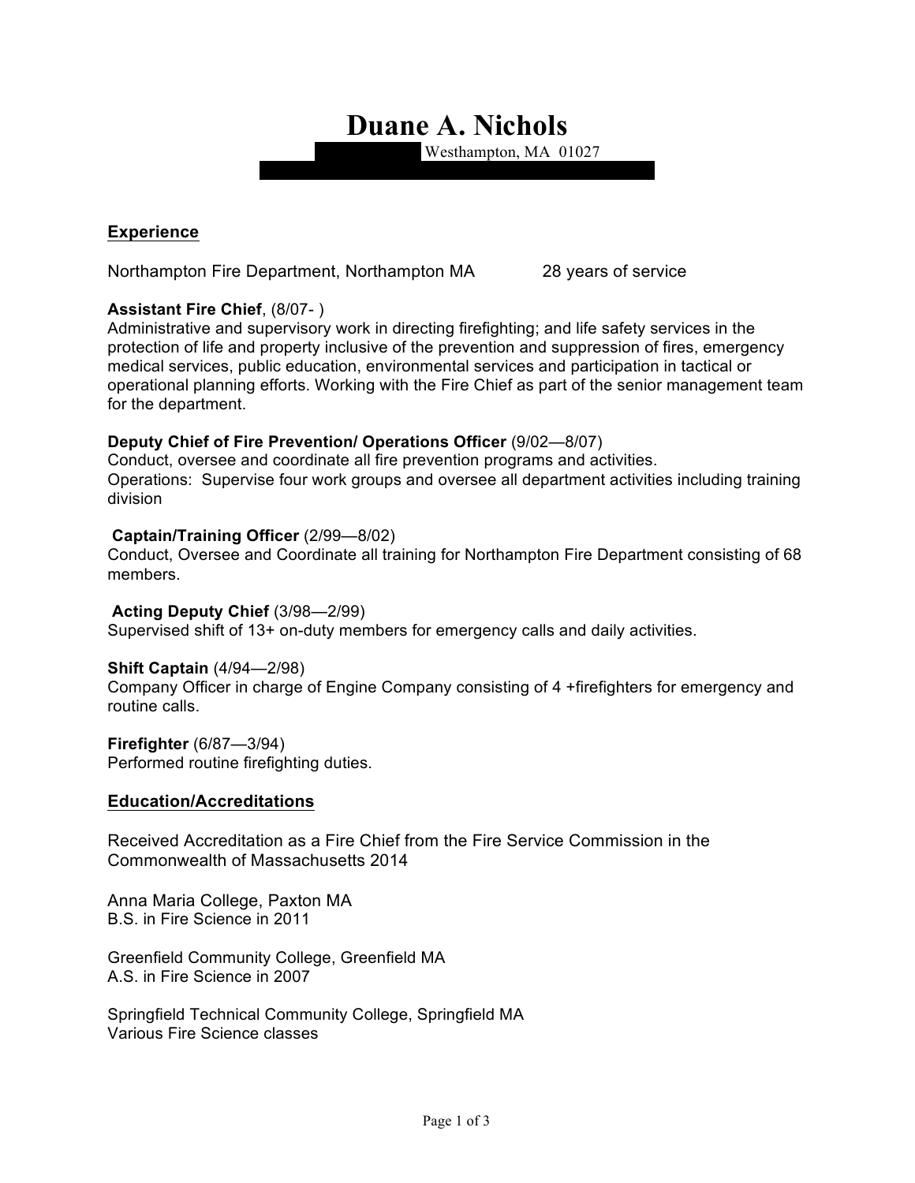# Duane A. Nichols

Westhampton, MA 01027

## Experience

Northampton Fire Department, Northampton MA 28 years of service

**Assistant Fire Chief**, (8/07- )
Administrative and supervisory work in directing firefighting; and life safety services in the protection of life and property inclusive of the prevention and suppression of fires, emergency medical services, public education, environmental services and participation in tactical or operational planning efforts. Working with the Fire Chief as part of the senior management team for the department.

**Deputy Chief of Fire Prevention/ Operations Officer** (9/02—8/07)
Conduct, oversee and coordinate all fire prevention programs and activities.
Operations: Supervise four work groups and oversee all department activities including training division

**Captain/Training Officer** (2/99—8/02)
Conduct, Oversee and Coordinate all training for Northampton Fire Department consisting of 68 members.

**Acting Deputy Chief** (3/98—2/99)
Supervised shift of 13+ on-duty members for emergency calls and daily activities.

**Shift Captain** (4/94—2/98)
Company Officer in charge of Engine Company consisting of 4 +firefighters for emergency and routine calls.

**Firefighter** (6/87—3/94)
Performed routine firefighting duties.

## Education/Accreditations

Received Accreditation as a Fire Chief from the Fire Service Commission in the Commonwealth of Massachusetts 2014

Anna Maria College, Paxton MA
B.S. in Fire Science in 2011

Greenfield Community College, Greenfield MA
A.S. in Fire Science in 2007

Springfield Technical Community College, Springfield MA
Various Fire Science classes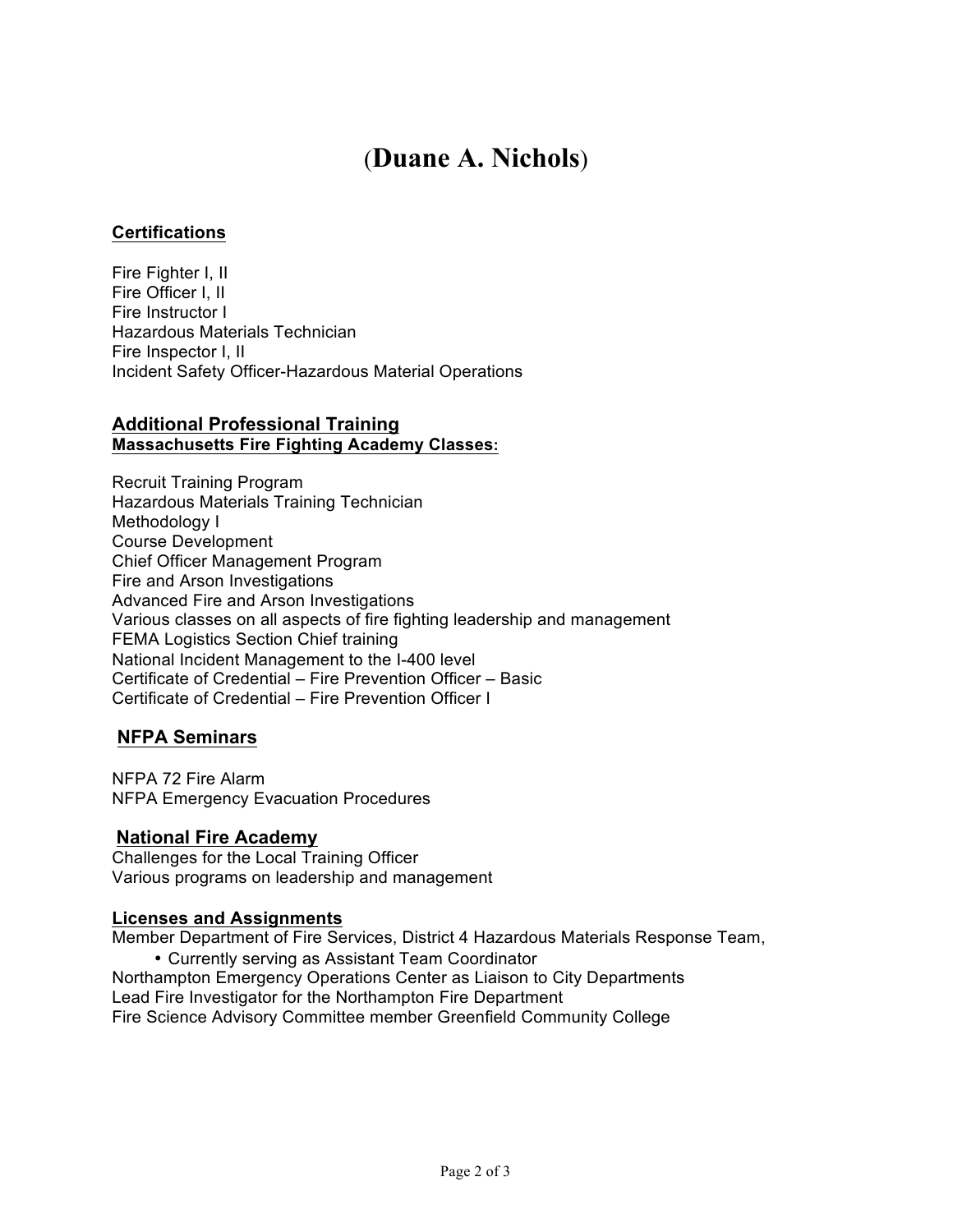# (Duane A. Nichols)

## Certifications

Fire Fighter I, II
Fire Officer I, II
Fire Instructor I
Hazardous Materials Technician
Fire Inspector I, II
Incident Safety Officer-Hazardous Material Operations

## Additional Professional Training

### Massachusetts Fire Fighting Academy Classes:

Recruit Training Program
Hazardous Materials Training Technician
Methodology I
Course Development
Chief Officer Management Program
Fire and Arson Investigations
Advanced Fire and Arson Investigations
Various classes on all aspects of fire fighting leadership and management
FEMA Logistics Section Chief training
National Incident Management to the I-400 level
Certificate of Credential – Fire Prevention Officer – Basic
Certificate of Credential – Fire Prevention Officer I

## NFPA Seminars

NFPA 72 Fire Alarm
NFPA Emergency Evacuation Procedures

## National Fire Academy

Challenges for the Local Training Officer
Various programs on leadership and management

## Licenses and Assignments

Member Department of Fire Services, District 4 Hazardous Materials Response Team,

- Currently serving as Assistant Team Coordinator

Northampton Emergency Operations Center as Liaison to City Departments
Lead Fire Investigator for the Northampton Fire Department
Fire Science Advisory Committee member Greenfield Community College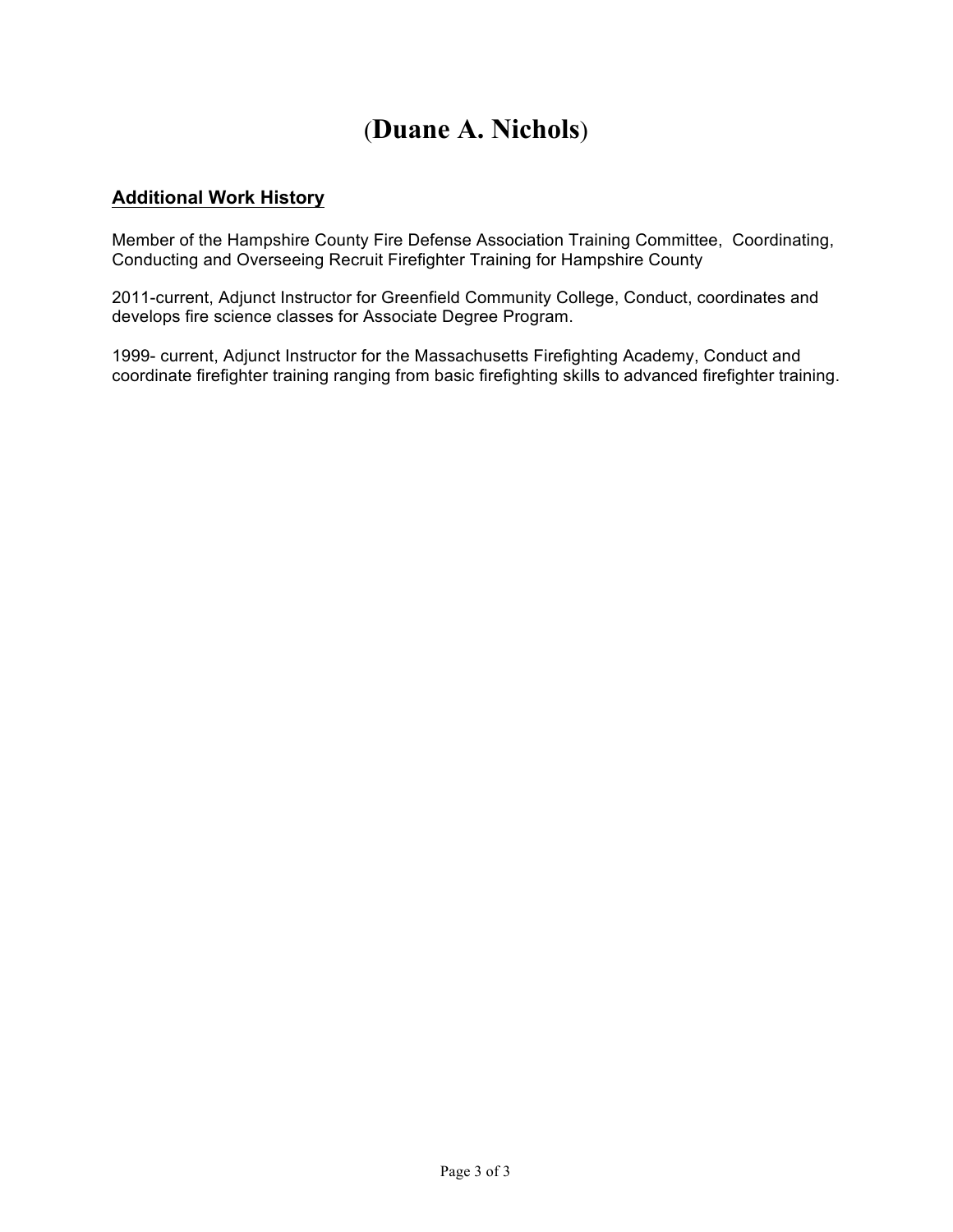# (Duane A. Nichols)

## Additional Work History

Member of the Hampshire County Fire Defense Association Training Committee, Coordinating, Conducting and Overseeing Recruit Firefighter Training for Hampshire County

2011-current, Adjunct Instructor for Greenfield Community College, Conduct, coordinates and develops fire science classes for Associate Degree Program.

1999- current, Adjunct Instructor for the Massachusetts Firefighting Academy, Conduct and coordinate firefighter training ranging from basic firefighting skills to advanced firefighter training.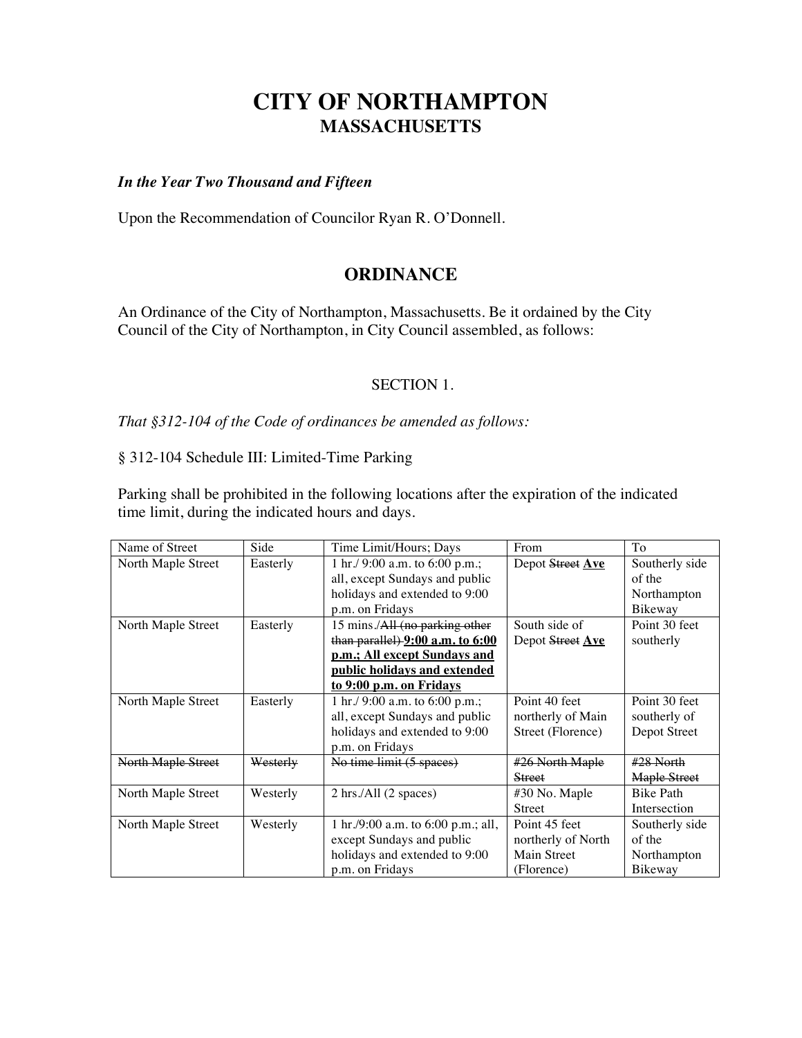# CITY OF NORTHAMPTON

## MASSACHUSETTS

***In the Year Two Thousand and Fifteen***

Upon the Recommendation of Councilor Ryan R. O'Donnell.

## ORDINANCE

An Ordinance of the City of Northampton, Massachusetts. Be it ordained by the City Council of the City of Northampton, in City Council assembled, as follows:

SECTION 1.

*That §312-104 of the Code of ordinances be amended as follows:*

§ 312-104 Schedule III: Limited-Time Parking

Parking shall be prohibited in the following locations after the expiration of the indicated time limit, during the indicated hours and days.

| Name of Street | Side | Time Limit/Hours; Days | From | To |
|---|---|---|---|---|
| North Maple Street | Easterly | 1 hr./ 9:00 a.m. to 6:00 p.m.; all, except Sundays and public holidays and extended to 9:00 p.m. on Fridays | Depot ~~Street~~ **Ave** | Southerly side of the Northampton Bikeway |
| North Maple Street | Easterly | 15 mins./~~All (no parking other than parallel)~~ **9:00 a.m. to 6:00 p.m.; All except Sundays and public holidays and extended to 9:00 p.m. on Fridays** | South side of Depot ~~Street~~ **Ave** | Point 30 feet southerly |
| North Maple Street | Easterly | 1 hr./ 9:00 a.m. to 6:00 p.m.; all, except Sundays and public holidays and extended to 9:00 p.m. on Fridays | Point 40 feet northerly of Main Street (Florence) | Point 30 feet southerly of Depot Street |
| ~~North Maple Street~~ | ~~Westerly~~ | ~~No time limit (5 spaces)~~ | ~~#26 North Maple Street~~ | ~~#28 North Maple Street~~ |
| North Maple Street | Westerly | 2 hrs./All (2 spaces) | #30 No. Maple Street | Bike Path Intersection |
| North Maple Street | Westerly | 1 hr./9:00 a.m. to 6:00 p.m.; all, except Sundays and public holidays and extended to 9:00 p.m. on Fridays | Point 45 feet northerly of North Main Street (Florence) | Southerly side of the Northampton Bikeway |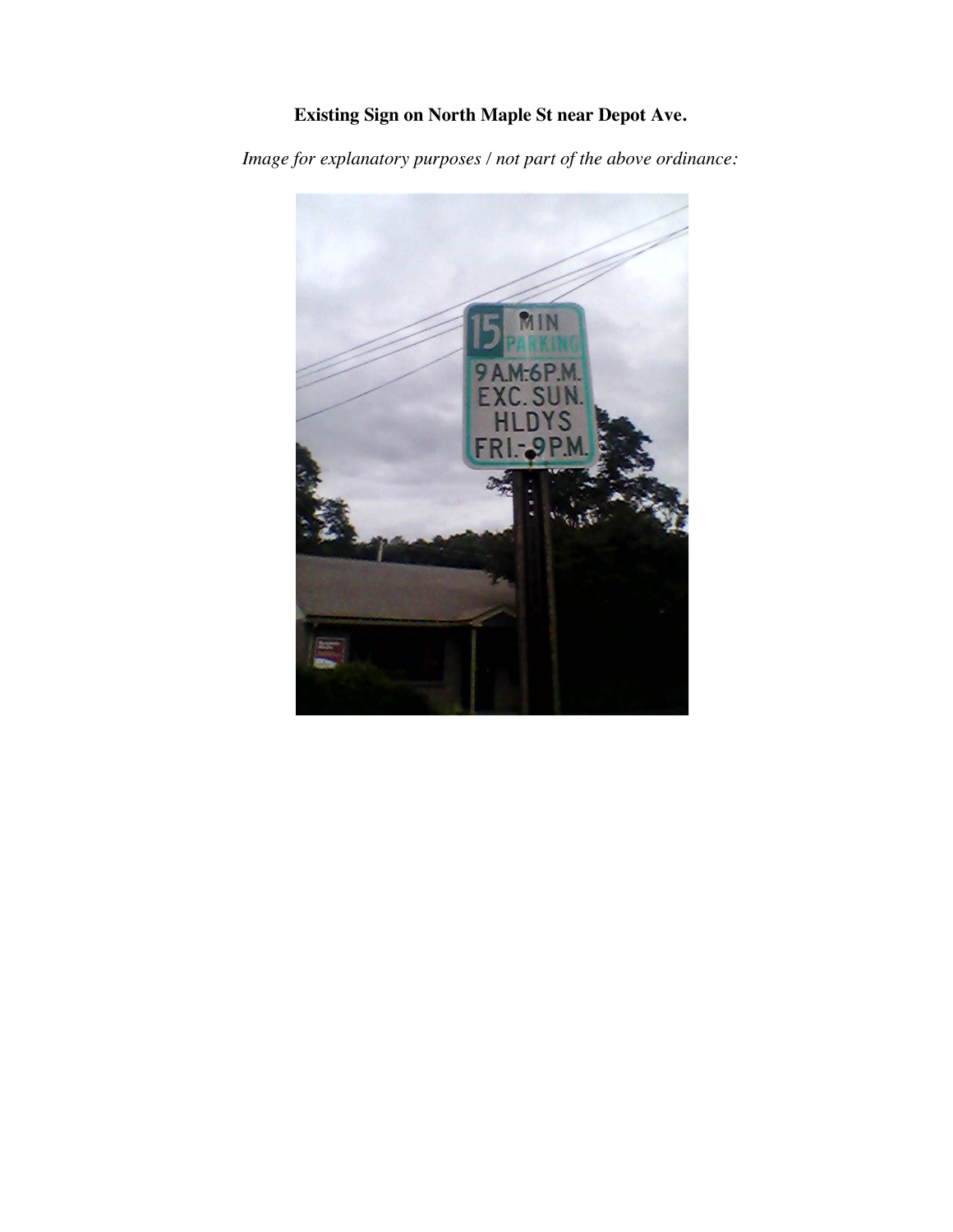**Existing Sign on North Maple St near Depot Ave.**

*Image for explanatory purposes / not part of the above ordinance:*